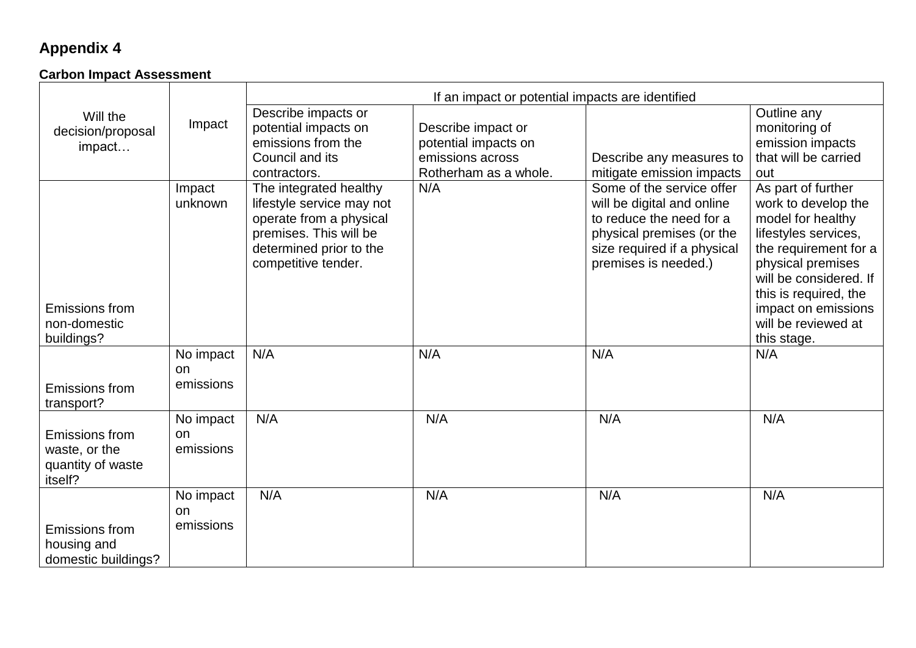## Appendix 4

**Carbon Impact Assessment**

| Will the decision/proposal impact… | Impact | If an impact or potential impacts are identified | | | |
|---|---|---|---|---|---|
| | | Describe impacts or potential impacts on emissions from the Council and its contractors. | Describe impact or potential impacts on emissions across Rotherham as a whole. | Describe any measures to mitigate emission impacts | Outline any monitoring of emission impacts that will be carried out |
| Emissions from non-domestic buildings? | Impact unknown | The integrated healthy lifestyle service may not operate from a physical premises. This will be determined prior to the competitive tender. | N/A | Some of the service offer will be digital and online to reduce the need for a physical premises (or the size required if a physical premises is needed.) | As part of further work to develop the model for healthy lifestyles services, the requirement for a physical premises will be considered. If this is required, the impact on emissions will be reviewed at this stage. |
| Emissions from transport? | No impact on emissions | N/A | N/A | N/A | N/A |
| Emissions from waste, or the quantity of waste itself? | No impact on emissions | N/A | N/A | N/A | N/A |
| Emissions from housing and domestic buildings? | No impact on emissions | N/A | N/A | N/A | N/A |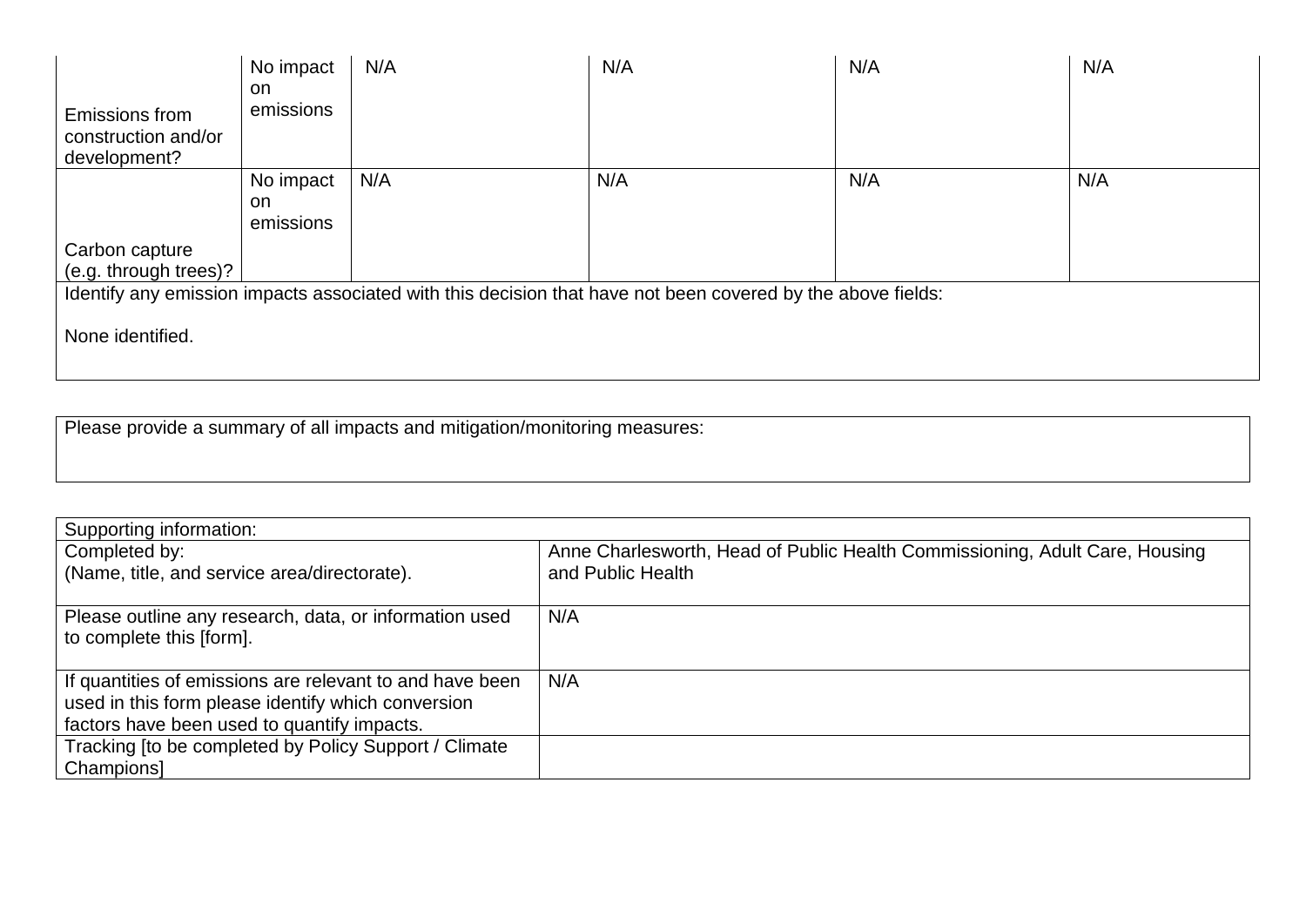| | | | | | |
|---|---|---|---|---|---|
| Emissions from construction and/or development? | No impact on emissions | N/A | N/A | N/A | N/A |
| Carbon capture (e.g. through trees)? | No impact on emissions | N/A | N/A | N/A | N/A |
| Identify any emission impacts associated with this decision that have not been covered by the above fields:<br><br>None identified. | | | | | |

| |
|---|
| Please provide a summary of all impacts and mitigation/monitoring measures: |

| Supporting information: | |
|---|---|
| Completed by:<br>(Name, title, and service area/directorate). | Anne Charlesworth, Head of Public Health Commissioning, Adult Care, Housing and Public Health |
| Please outline any research, data, or information used to complete this [form]. | N/A |
| If quantities of emissions are relevant to and have been used in this form please identify which conversion factors have been used to quantify impacts. | N/A |
| Tracking [to be completed by Policy Support / Climate Champions] | |